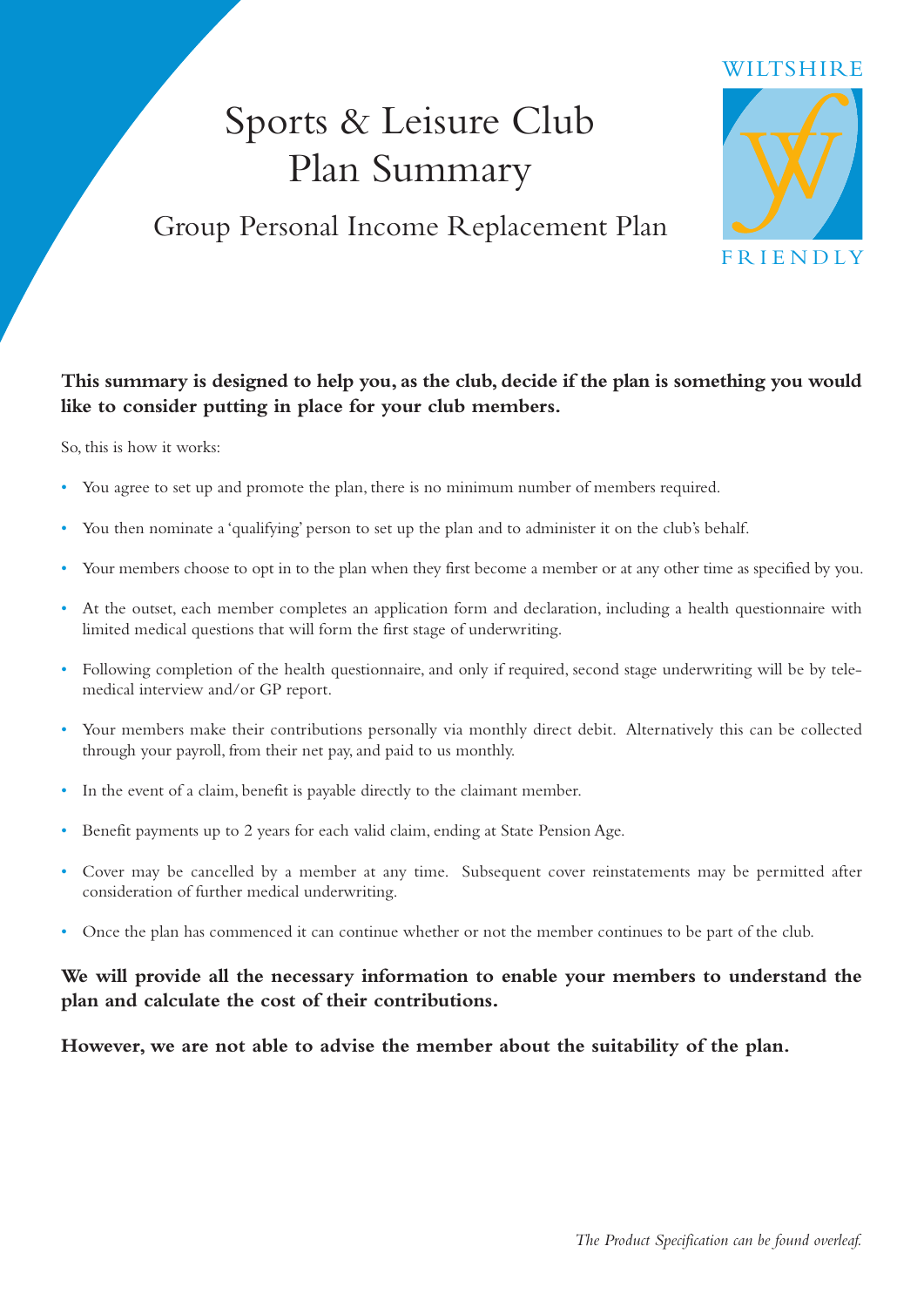# Sports & Leisure Club Plan Summary

## Group Personal Income Replacement Plan

WILTSHIRE FRIENDLY

**This summary is designed to help you, as the club, decide if the plan is something you would like to consider putting in place for your club members.**

So, this is how it works:

- You agree to set up and promote the plan, there is no minimum number of members required.
- You then nominate a 'qualifying' person to set up the plan and to administer it on the club's behalf.
- Your members choose to opt in to the plan when they first become a member or at any other time as specified by you.
- At the outset, each member completes an application form and declaration, including a health questionnaire with limited medical questions that will form the first stage of underwriting.
- Following completion of the health questionnaire, and only if required, second stage underwriting will be by tele-medical interview and/or GP report.
- Your members make their contributions personally via monthly direct debit. Alternatively this can be collected through your payroll, from their net pay, and paid to us monthly.
- In the event of a claim, benefit is payable directly to the claimant member.
- Benefit payments up to 2 years for each valid claim, ending at State Pension Age.
- Cover may be cancelled by a member at any time. Subsequent cover reinstatements may be permitted after consideration of further medical underwriting.
- Once the plan has commenced it can continue whether or not the member continues to be part of the club.

**We will provide all the necessary information to enable your members to understand the plan and calculate the cost of their contributions.**

**However, we are not able to advise the member about the suitability of the plan.**

*The Product Specification can be found overleaf.*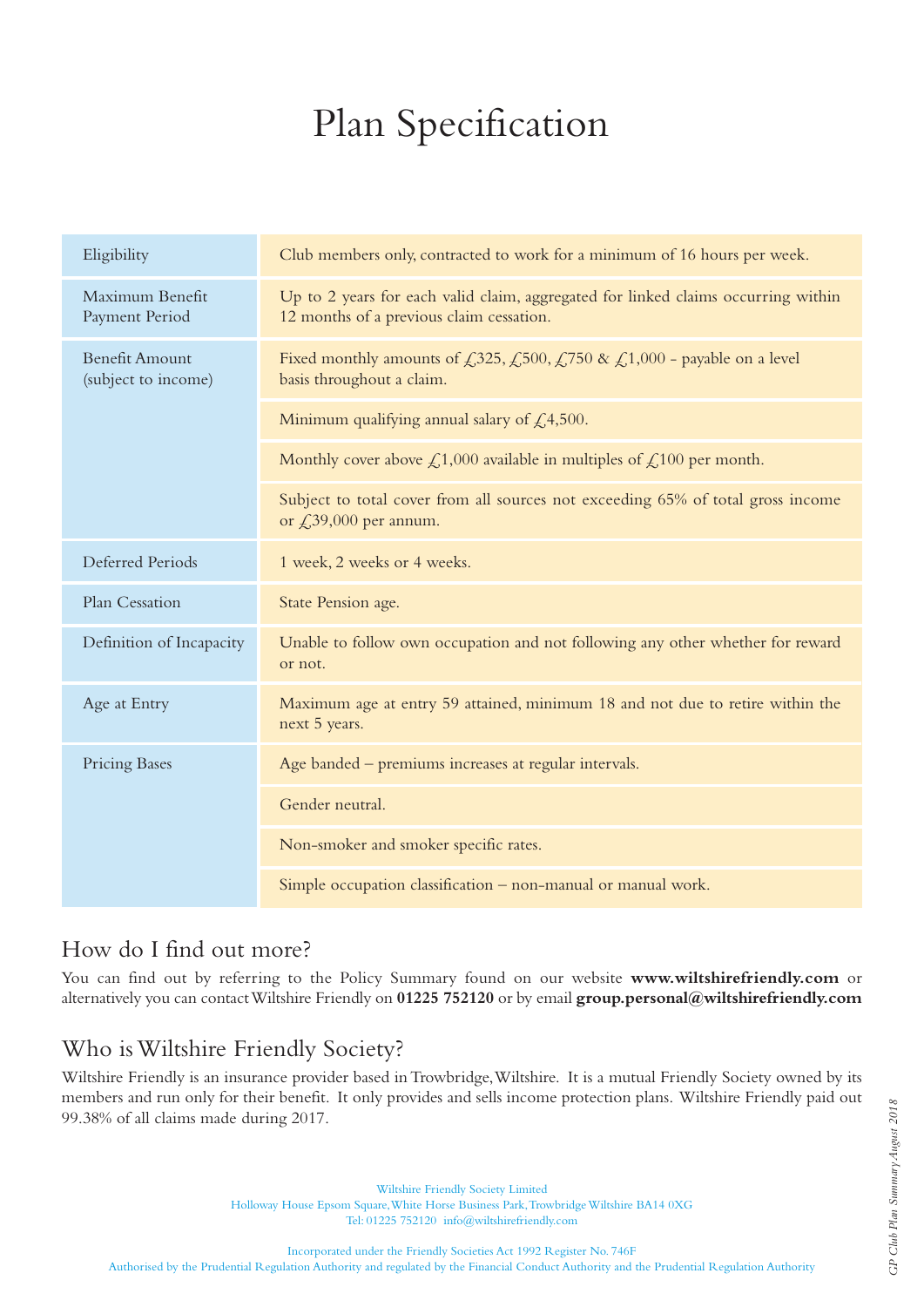# Plan Specification

| | |
|---|---|
| Eligibility | Club members only, contracted to work for a minimum of 16 hours per week. |
| Maximum Benefit Payment Period | Up to 2 years for each valid claim, aggregated for linked claims occurring within 12 months of a previous claim cessation. |
| Benefit Amount (subject to income) | Fixed monthly amounts of £325, £500, £750 & £1,000 - payable on a level basis throughout a claim. |
| | Minimum qualifying annual salary of £4,500. |
| | Monthly cover above £1,000 available in multiples of £100 per month. |
| | Subject to total cover from all sources not exceeding 65% of total gross income or £39,000 per annum. |
| Deferred Periods | 1 week, 2 weeks or 4 weeks. |
| Plan Cessation | State Pension age. |
| Definition of Incapacity | Unable to follow own occupation and not following any other whether for reward or not. |
| Age at Entry | Maximum age at entry 59 attained, minimum 18 and not due to retire within the next 5 years. |
| Pricing Bases | Age banded – premiums increases at regular intervals. |
| | Gender neutral. |
| | Non-smoker and smoker specific rates. |
| | Simple occupation classification – non-manual or manual work. |

## How do I find out more?

You can find out by referring to the Policy Summary found on our website **www.wiltshirefriendly.com** or alternatively you can contact Wiltshire Friendly on **01225 752120** or by email **group.personal@wiltshirefriendly.com**

## Who is Wiltshire Friendly Society?

Wiltshire Friendly is an insurance provider based in Trowbridge, Wiltshire. It is a mutual Friendly Society owned by its members and run only for their benefit. It only provides and sells income protection plans. Wiltshire Friendly paid out 99.38% of all claims made during 2017.

Wiltshire Friendly Society Limited
Holloway House Epsom Square, White Horse Business Park, Trowbridge Wiltshire BA14 0XG
Tel: 01225 752120 info@wiltshirefriendly.com

Incorporated under the Friendly Societies Act 1992 Register No. 746F
Authorised by the Prudential Regulation Authority and regulated by the Financial Conduct Authority and the Prudential Regulation Authority

*GP Club Plan Summary August 2018*